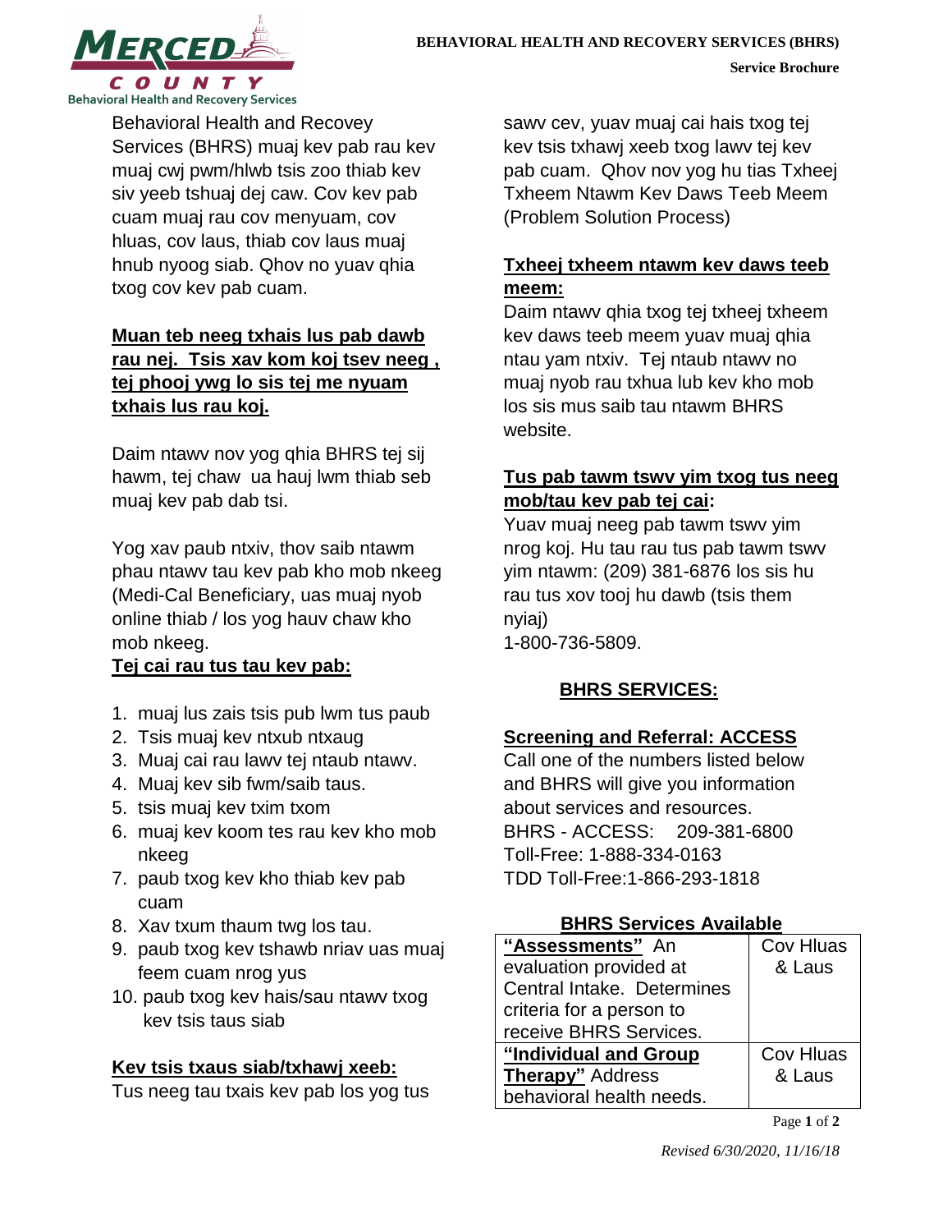# BEHAVIORAL HEALTH AND RECOVERY SERVICES (BHRS)

**Service Brochure**

Behavioral Health and Recovey Services (BHRS) muaj kev pab rau kev muaj cwj pwm/hlwb tsis zoo thiab kev siv yeeb tshuaj dej caw. Cov kev pab cuam muaj rau cov menyuam, cov hluas, cov laus, thiab cov laus muaj hnub nyoog siab. Qhov no yuav qhia txog cov kev pab cuam.

**Muan teb neeg txhais lus pab dawb rau nej. Tsis xav kom koj tsev neeg , tej phooj ywg lo sis tej me nyuam txhais lus rau koj.**

Daim ntawv nov yog qhia BHRS tej sij hawm, tej chaw ua hauj lwm thiab seb muaj kev pab dab tsi.

Yog xav paub ntxiv, thov saib ntawm phau ntawv tau kev pab kho mob nkeeg (Medi-Cal Beneficiary, uas muaj nyob online thiab / los yog hauv chaw kho mob nkeeg.

**Tej cai rau tus tau kev pab:**

1. muaj lus zais tsis pub lwm tus paub
2. Tsis muaj kev ntxub ntxaug
3. Muaj cai rau lawv tej ntaub ntawv.
4. Muaj kev sib fwm/saib taus.
5. tsis muaj kev txim txom
6. muaj kev koom tes rau kev kho mob nkeeg
7. paub txog kev kho thiab kev pab cuam
8. Xav txum thaum twg los tau.
9. paub txog kev tshawb nriav uas muaj feem cuam nrog yus
10. paub txog kev hais/sau ntawv txog kev tsis taus siab

**Kev tsis txaus siab/txhawj xeeb:**

Tus neeg tau txais kev pab los yog tus sawv cev, yuav muaj cai hais txog tej kev tsis txhawj xeeb txog lawv tej kev pab cuam. Qhov nov yog hu tias Txheej Txheem Ntawm Kev Daws Teeb Meem (Problem Solution Process)

**Txheej txheem ntawm kev daws teeb meem:**

Daim ntawv qhia txog tej txheej txheem kev daws teeb meem yuav muaj qhia ntau yam ntxiv. Tej ntaub ntawv no muaj nyob rau txhua lub kev kho mob los sis mus saib tau ntawm BHRS website.

**Tus pab tawm tswv yim txog tus neeg mob/tau kev pab tej cai:**

Yuav muaj neeg pab tawm tswv yim nrog koj. Hu tau rau tus pab tawm tswv yim ntawm: (209) 381-6876 los sis hu rau tus xov tooj hu dawb (tsis them nyiaj)
1-800-736-5809.

## BHRS SERVICES:

**Screening and Referral: ACCESS**

Call one of the numbers listed below and BHRS will give you information about services and resources.
BHRS - ACCESS: 209-381-6800
Toll-Free: 1-888-334-0163
TDD Toll-Free:1-866-293-1818

**BHRS Services Available**

| | |
|---|---|
| **"Assessments"** An evaluation provided at Central Intake. Determines criteria for a person to receive BHRS Services. | Cov Hluas & Laus |
| **"Individual and Group Therapy"** Address behavioral health needs. | Cov Hluas & Laus |

*Revised 6/30/2020, 11/16/18*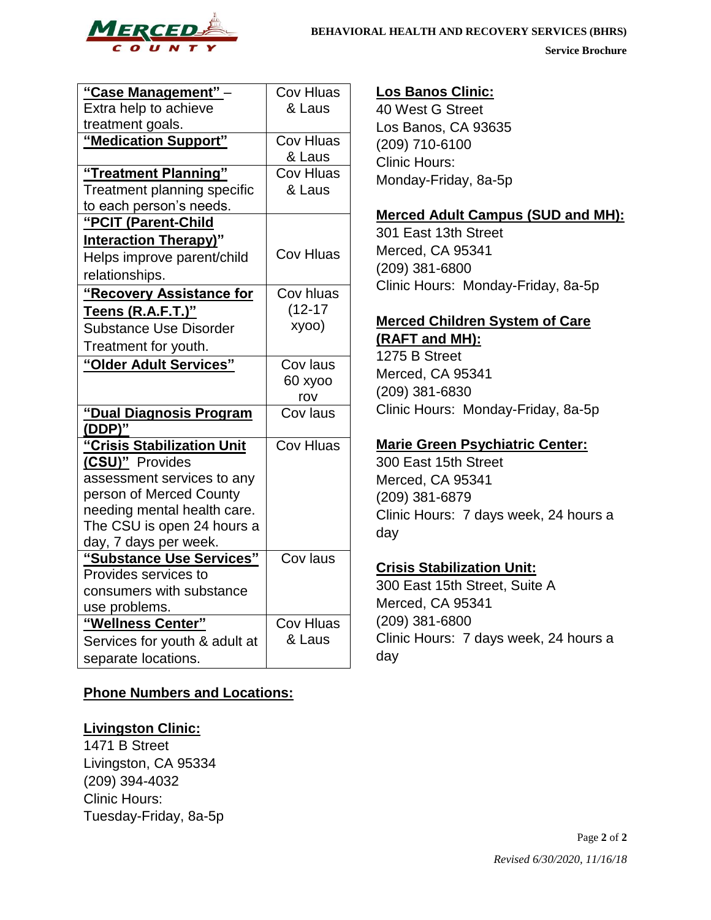| | |
|---|---|
| **"Case Management"** – Extra help to achieve treatment goals. | Cov Hluas & Laus |
| **"Medication Support"** | Cov Hluas & Laus |
| **"Treatment Planning"** Treatment planning specific to each person's needs. | Cov Hluas & Laus |
| **"PCIT (Parent-Child Interaction Therapy)"** Helps improve parent/child relationships. | Cov Hluas |
| **"Recovery Assistance for Teens (R.A.F.T.)"** Substance Use Disorder Treatment for youth. | Cov hluas (12-17 xyoo) |
| **"Older Adult Services"** | Cov laus 60 xyoo rov |
| **"Dual Diagnosis Program (DDP)"** | Cov laus |
| **"Crisis Stabilization Unit (CSU)"** Provides assessment services to any person of Merced County needing mental health care. The CSU is open 24 hours a day, 7 days per week. | Cov Hluas |
| **"Substance Use Services"** Provides services to consumers with substance use problems. | Cov laus |
| **"Wellness Center"** Services for youth & adult at separate locations. | Cov Hluas & Laus |

**Phone Numbers and Locations:**

**Livingston Clinic:**
1471 B Street
Livingston, CA 95334
(209) 394-4032
Clinic Hours:
Tuesday-Friday, 8a-5p

**Los Banos Clinic:**
40 West G Street
Los Banos, CA 93635
(209) 710-6100
Clinic Hours:
Monday-Friday, 8a-5p

**Merced Adult Campus (SUD and MH):**
301 East 13th Street
Merced, CA 95341
(209) 381-6800
Clinic Hours: Monday-Friday, 8a-5p

**Merced Children System of Care (RAFT and MH):**
1275 B Street
Merced, CA 95341
(209) 381-6830
Clinic Hours: Monday-Friday, 8a-5p

**Marie Green Psychiatric Center:**
300 East 15th Street
Merced, CA 95341
(209) 381-6879
Clinic Hours: 7 days week, 24 hours a day

**Crisis Stabilization Unit:**
300 East 15th Street, Suite A
Merced, CA 95341
(209) 381-6800
Clinic Hours: 7 days week, 24 hours a day

*Revised 6/30/2020, 11/16/18*